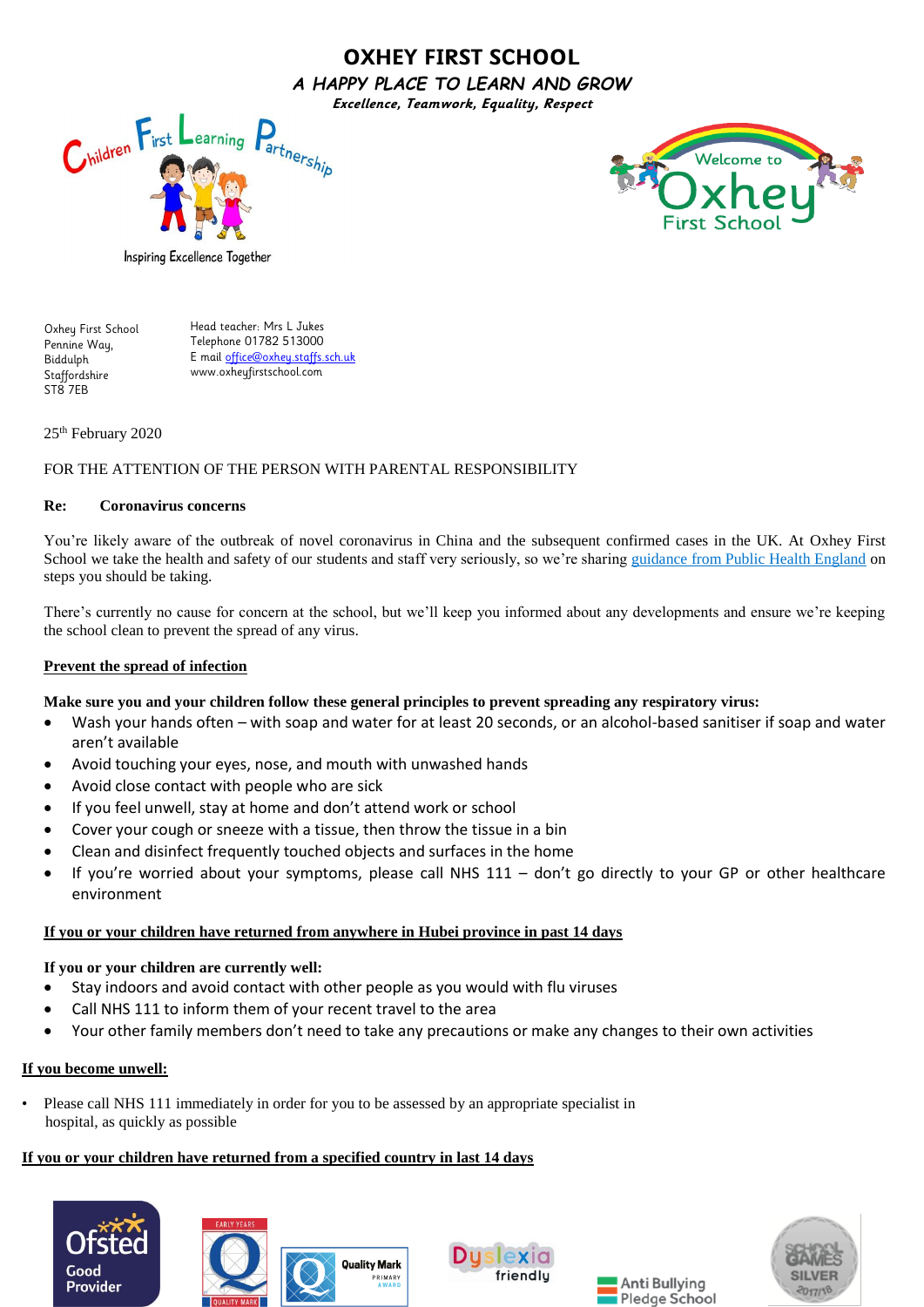# OXHEY FIRST SCHOOL

### *A HAPPY PLACE TO LEARN AND GROW*

***Excellence, Teamwork, Equality, Respect***

Children First Learning Partnership

Inspiring Excellence Together

Welcome to Oxhey First School

Oxhey First School
Pennine Way,
Biddulph
Staffordshire
ST8 7EB

Head teacher: Mrs L Jukes
Telephone 01782 513000
E mail office@oxhey.staffs.sch.uk
www.oxheyfirstschool.com

25th February 2020

FOR THE ATTENTION OF THE PERSON WITH PARENTAL RESPONSIBILITY

**Re: Coronavirus concerns**

You're likely aware of the outbreak of novel coronavirus in China and the subsequent confirmed cases in the UK. At Oxhey First School we take the health and safety of our students and staff very seriously, so we're sharing guidance from Public Health England on steps you should be taking.

There's currently no cause for concern at the school, but we'll keep you informed about any developments and ensure we're keeping the school clean to prevent the spread of any virus.

**Prevent the spread of infection**

**Make sure you and your children follow these general principles to prevent spreading any respiratory virus:**

- Wash your hands often – with soap and water for at least 20 seconds, or an alcohol-based sanitiser if soap and water aren't available
- Avoid touching your eyes, nose, and mouth with unwashed hands
- Avoid close contact with people who are sick
- If you feel unwell, stay at home and don't attend work or school
- Cover your cough or sneeze with a tissue, then throw the tissue in a bin
- Clean and disinfect frequently touched objects and surfaces in the home
- If you're worried about your symptoms, please call NHS 111 – don't go directly to your GP or other healthcare environment

**If you or your children have returned from anywhere in Hubei province in past 14 days**

**If you or your children are currently well:**

- Stay indoors and avoid contact with other people as you would with flu viruses
- Call NHS 111 to inform them of your recent travel to the area
- Your other family members don't need to take any precautions or make any changes to their own activities

**If you become unwell:**

- Please call NHS 111 immediately in order for you to be assessed by an appropriate specialist in hospital, as quickly as possible

**If you or your children have returned from a specified country in last 14 days**

Ofsted Good Provider | Early Years Quality Mark | Quality Mark Primary Award | Dyslexia friendly | Anti Bullying Pledge School | School Games Silver 2017/18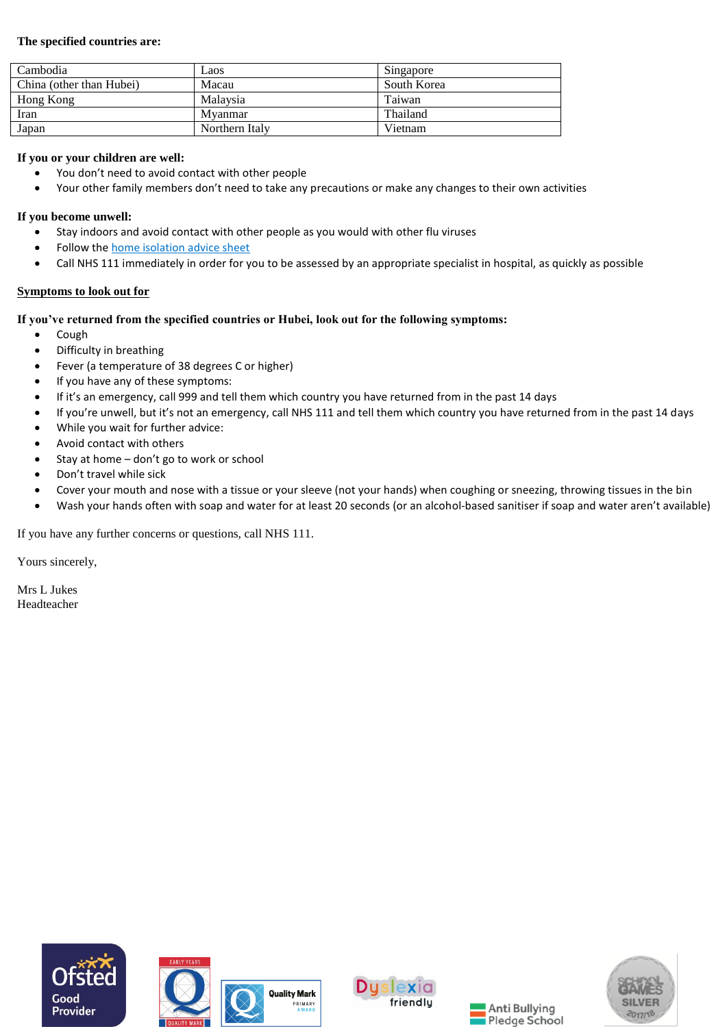**The specified countries are:**

| | | |
|---|---|---|
| Cambodia | Laos | Singapore |
| China (other than Hubei) | Macau | South Korea |
| Hong Kong | Malaysia | Taiwan |
| Iran | Myanmar | Thailand |
| Japan | Northern Italy | Vietnam |

**If you or your children are well:**

- You don't need to avoid contact with other people
- Your other family members don't need to take any precautions or make any changes to their own activities

**If you become unwell:**

- Stay indoors and avoid contact with other people as you would with other flu viruses
- Follow the home isolation advice sheet
- Call NHS 111 immediately in order for you to be assessed by an appropriate specialist in hospital, as quickly as possible

**Symptoms to look out for**

**If you've returned from the specified countries or Hubei, look out for the following symptoms:**

- Cough
- Difficulty in breathing
- Fever (a temperature of 38 degrees C or higher)
- If you have any of these symptoms:
- If it's an emergency, call 999 and tell them which country you have returned from in the past 14 days
- If you're unwell, but it's not an emergency, call NHS 111 and tell them which country you have returned from in the past 14 days
- While you wait for further advice:
- Avoid contact with others
- Stay at home – don't go to work or school
- Don't travel while sick
- Cover your mouth and nose with a tissue or your sleeve (not your hands) when coughing or sneezing, throwing tissues in the bin
- Wash your hands often with soap and water for at least 20 seconds (or an alcohol-based sanitiser if soap and water aren't available)

If you have any further concerns or questions, call NHS 111.

Yours sincerely,

Mrs L Jukes
Headteacher